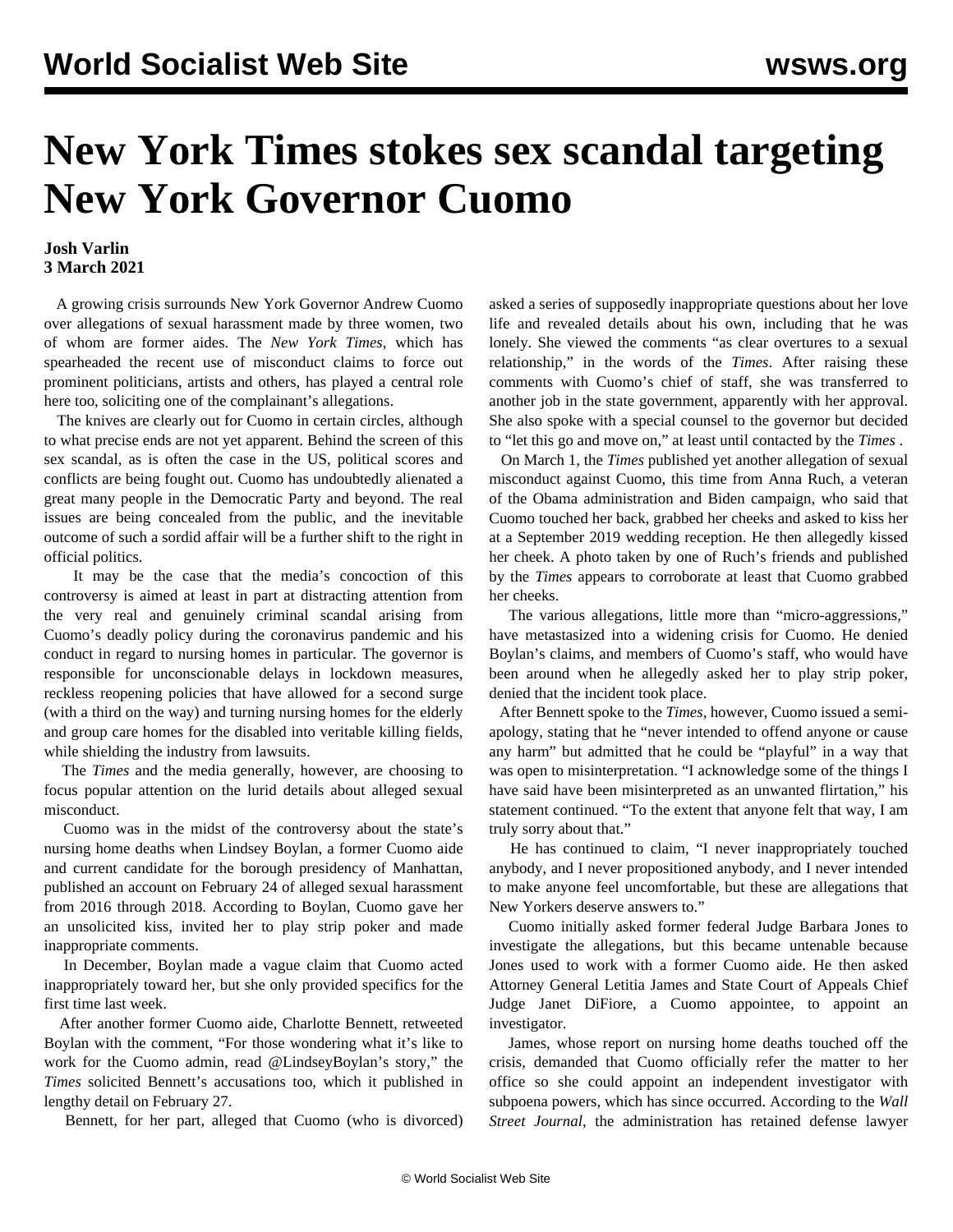# New York Times stokes sex scandal targeting New York Governor Cuomo

**Josh Varlin**
**3 March 2021**

A growing crisis surrounds New York Governor Andrew Cuomo over allegations of sexual harassment made by three women, two of whom are former aides. The *New York Times*, which has spearheaded the recent use of misconduct claims to force out prominent politicians, artists and others, has played a central role here too, soliciting one of the complainant's allegations.

The knives are clearly out for Cuomo in certain circles, although to what precise ends are not yet apparent. Behind the screen of this sex scandal, as is often the case in the US, political scores and conflicts are being fought out. Cuomo has undoubtedly alienated a great many people in the Democratic Party and beyond. The real issues are being concealed from the public, and the inevitable outcome of such a sordid affair will be a further shift to the right in official politics.

It may be the case that the media's concoction of this controversy is aimed at least in part at distracting attention from the very real and genuinely criminal scandal arising from Cuomo's deadly policy during the coronavirus pandemic and his conduct in regard to nursing homes in particular. The governor is responsible for unconscionable delays in lockdown measures, reckless reopening policies that have allowed for a second surge (with a third on the way) and turning nursing homes for the elderly and group care homes for the disabled into veritable killing fields, while shielding the industry from lawsuits.

The *Times* and the media generally, however, are choosing to focus popular attention on the lurid details about alleged sexual misconduct.

Cuomo was in the midst of the controversy about the state's nursing home deaths when Lindsey Boylan, a former Cuomo aide and current candidate for the borough presidency of Manhattan, published an account on February 24 of alleged sexual harassment from 2016 through 2018. According to Boylan, Cuomo gave her an unsolicited kiss, invited her to play strip poker and made inappropriate comments.

In December, Boylan made a vague claim that Cuomo acted inappropriately toward her, but she only provided specifics for the first time last week.

After another former Cuomo aide, Charlotte Bennett, retweeted Boylan with the comment, "For those wondering what it's like to work for the Cuomo admin, read @LindseyBoylan's story," the *Times* solicited Bennett's accusations too, which it published in lengthy detail on February 27.

Bennett, for her part, alleged that Cuomo (who is divorced) asked a series of supposedly inappropriate questions about her love life and revealed details about his own, including that he was lonely. She viewed the comments "as clear overtures to a sexual relationship," in the words of the *Times*. After raising these comments with Cuomo's chief of staff, she was transferred to another job in the state government, apparently with her approval. She also spoke with a special counsel to the governor but decided to "let this go and move on," at least until contacted by the *Times* .

On March 1, the *Times* published yet another allegation of sexual misconduct against Cuomo, this time from Anna Ruch, a veteran of the Obama administration and Biden campaign, who said that Cuomo touched her back, grabbed her cheeks and asked to kiss her at a September 2019 wedding reception. He then allegedly kissed her cheek. A photo taken by one of Ruch's friends and published by the *Times* appears to corroborate at least that Cuomo grabbed her cheeks.

The various allegations, little more than "micro-aggressions," have metastasized into a widening crisis for Cuomo. He denied Boylan's claims, and members of Cuomo's staff, who would have been around when he allegedly asked her to play strip poker, denied that the incident took place.

After Bennett spoke to the *Times*, however, Cuomo issued a semi-apology, stating that he "never intended to offend anyone or cause any harm" but admitted that he could be "playful" in a way that was open to misinterpretation. "I acknowledge some of the things I have said have been misinterpreted as an unwanted flirtation," his statement continued. "To the extent that anyone felt that way, I am truly sorry about that."

He has continued to claim, "I never inappropriately touched anybody, and I never propositioned anybody, and I never intended to make anyone feel uncomfortable, but these are allegations that New Yorkers deserve answers to."

Cuomo initially asked former federal Judge Barbara Jones to investigate the allegations, but this became untenable because Jones used to work with a former Cuomo aide. He then asked Attorney General Letitia James and State Court of Appeals Chief Judge Janet DiFiore, a Cuomo appointee, to appoint an investigator.

James, whose report on nursing home deaths touched off the crisis, demanded that Cuomo officially refer the matter to her office so she could appoint an independent investigator with subpoena powers, which has since occurred. According to the *Wall Street Journal*, the administration has retained defense lawyer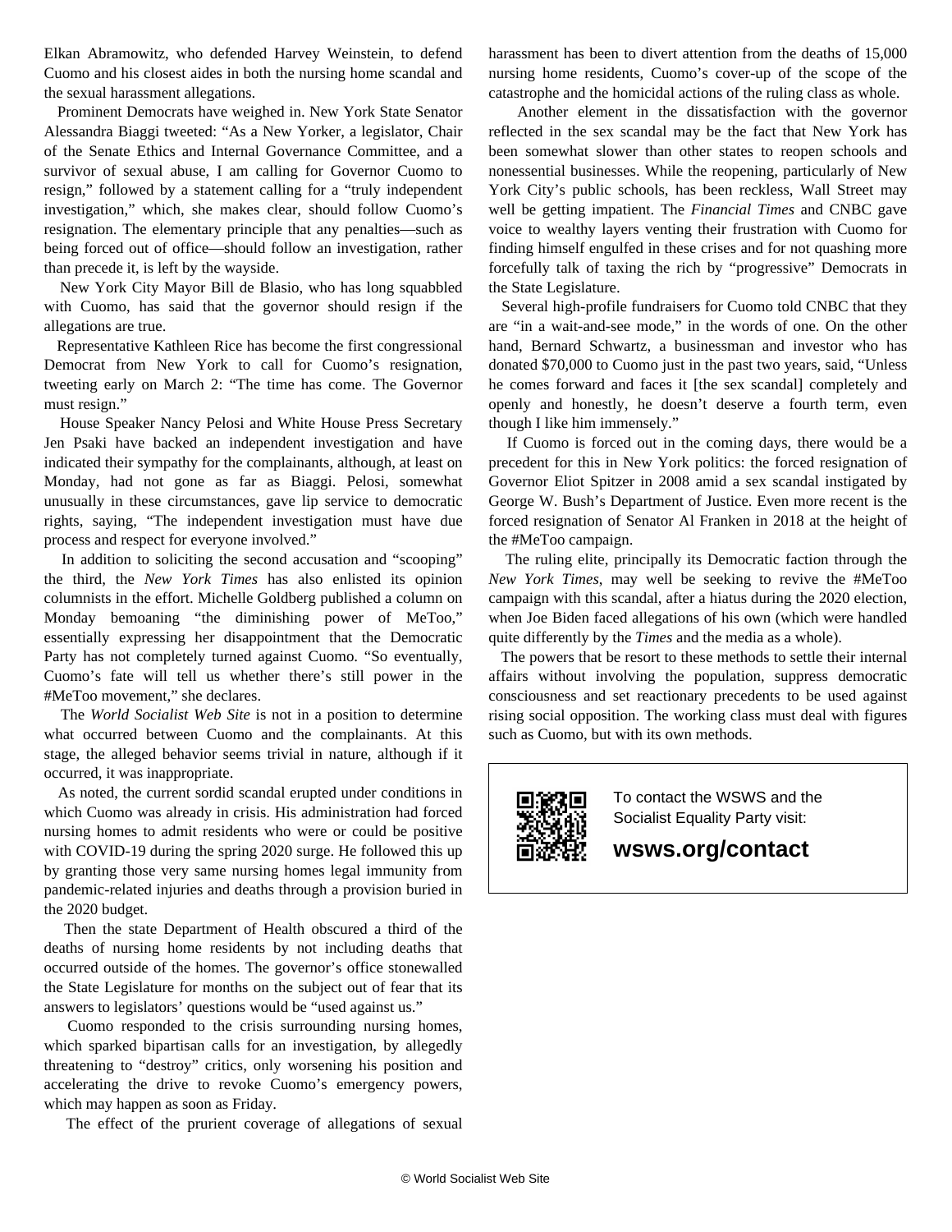Elkan Abramowitz, who defended Harvey Weinstein, to defend Cuomo and his closest aides in both the nursing home scandal and the sexual harassment allegations.

Prominent Democrats have weighed in. New York State Senator Alessandra Biaggi tweeted: "As a New Yorker, a legislator, Chair of the Senate Ethics and Internal Governance Committee, and a survivor of sexual abuse, I am calling for Governor Cuomo to resign," followed by a statement calling for a "truly independent investigation," which, she makes clear, should follow Cuomo's resignation. The elementary principle that any penalties—such as being forced out of office—should follow an investigation, rather than precede it, is left by the wayside.

New York City Mayor Bill de Blasio, who has long squabbled with Cuomo, has said that the governor should resign if the allegations are true.

Representative Kathleen Rice has become the first congressional Democrat from New York to call for Cuomo's resignation, tweeting early on March 2: "The time has come. The Governor must resign."

House Speaker Nancy Pelosi and White House Press Secretary Jen Psaki have backed an independent investigation and have indicated their sympathy for the complainants, although, at least on Monday, had not gone as far as Biaggi. Pelosi, somewhat unusually in these circumstances, gave lip service to democratic rights, saying, "The independent investigation must have due process and respect for everyone involved."

In addition to soliciting the second accusation and "scooping" the third, the *New York Times* has also enlisted its opinion columnists in the effort. Michelle Goldberg published a column on Monday bemoaning "the diminishing power of MeToo," essentially expressing her disappointment that the Democratic Party has not completely turned against Cuomo. "So eventually, Cuomo's fate will tell us whether there's still power in the #MeToo movement," she declares.

The *World Socialist Web Site* is not in a position to determine what occurred between Cuomo and the complainants. At this stage, the alleged behavior seems trivial in nature, although if it occurred, it was inappropriate.

As noted, the current sordid scandal erupted under conditions in which Cuomo was already in crisis. His administration had forced nursing homes to admit residents who were or could be positive with COVID-19 during the spring 2020 surge. He followed this up by granting those very same nursing homes legal immunity from pandemic-related injuries and deaths through a provision buried in the 2020 budget.

Then the state Department of Health obscured a third of the deaths of nursing home residents by not including deaths that occurred outside of the homes. The governor's office stonewalled the State Legislature for months on the subject out of fear that its answers to legislators' questions would be "used against us."

Cuomo responded to the crisis surrounding nursing homes, which sparked bipartisan calls for an investigation, by allegedly threatening to "destroy" critics, only worsening his position and accelerating the drive to revoke Cuomo's emergency powers, which may happen as soon as Friday.

The effect of the prurient coverage of allegations of sexual harassment has been to divert attention from the deaths of 15,000 nursing home residents, Cuomo's cover-up of the scope of the catastrophe and the homicidal actions of the ruling class as whole.

Another element in the dissatisfaction with the governor reflected in the sex scandal may be the fact that New York has been somewhat slower than other states to reopen schools and nonessential businesses. While the reopening, particularly of New York City's public schools, has been reckless, Wall Street may well be getting impatient. The *Financial Times* and CNBC gave voice to wealthy layers venting their frustration with Cuomo for finding himself engulfed in these crises and for not quashing more forcefully talk of taxing the rich by "progressive" Democrats in the State Legislature.

Several high-profile fundraisers for Cuomo told CNBC that they are "in a wait-and-see mode," in the words of one. On the other hand, Bernard Schwartz, a businessman and investor who has donated $70,000 to Cuomo just in the past two years, said, "Unless he comes forward and faces it [the sex scandal] completely and openly and honestly, he doesn't deserve a fourth term, even though I like him immensely."

If Cuomo is forced out in the coming days, there would be a precedent for this in New York politics: the forced resignation of Governor Eliot Spitzer in 2008 amid a sex scandal instigated by George W. Bush's Department of Justice. Even more recent is the forced resignation of Senator Al Franken in 2018 at the height of the #MeToo campaign.

The ruling elite, principally its Democratic faction through the *New York Times*, may well be seeking to revive the #MeToo campaign with this scandal, after a hiatus during the 2020 election, when Joe Biden faced allegations of his own (which were handled quite differently by the *Times* and the media as a whole).

The powers that be resort to these methods to settle their internal affairs without involving the population, suppress democratic consciousness and set reactionary precedents to be used against rising social opposition. The working class must deal with figures such as Cuomo, but with its own methods.

To contact the WSWS and the Socialist Equality Party visit:

**wsws.org/contact**